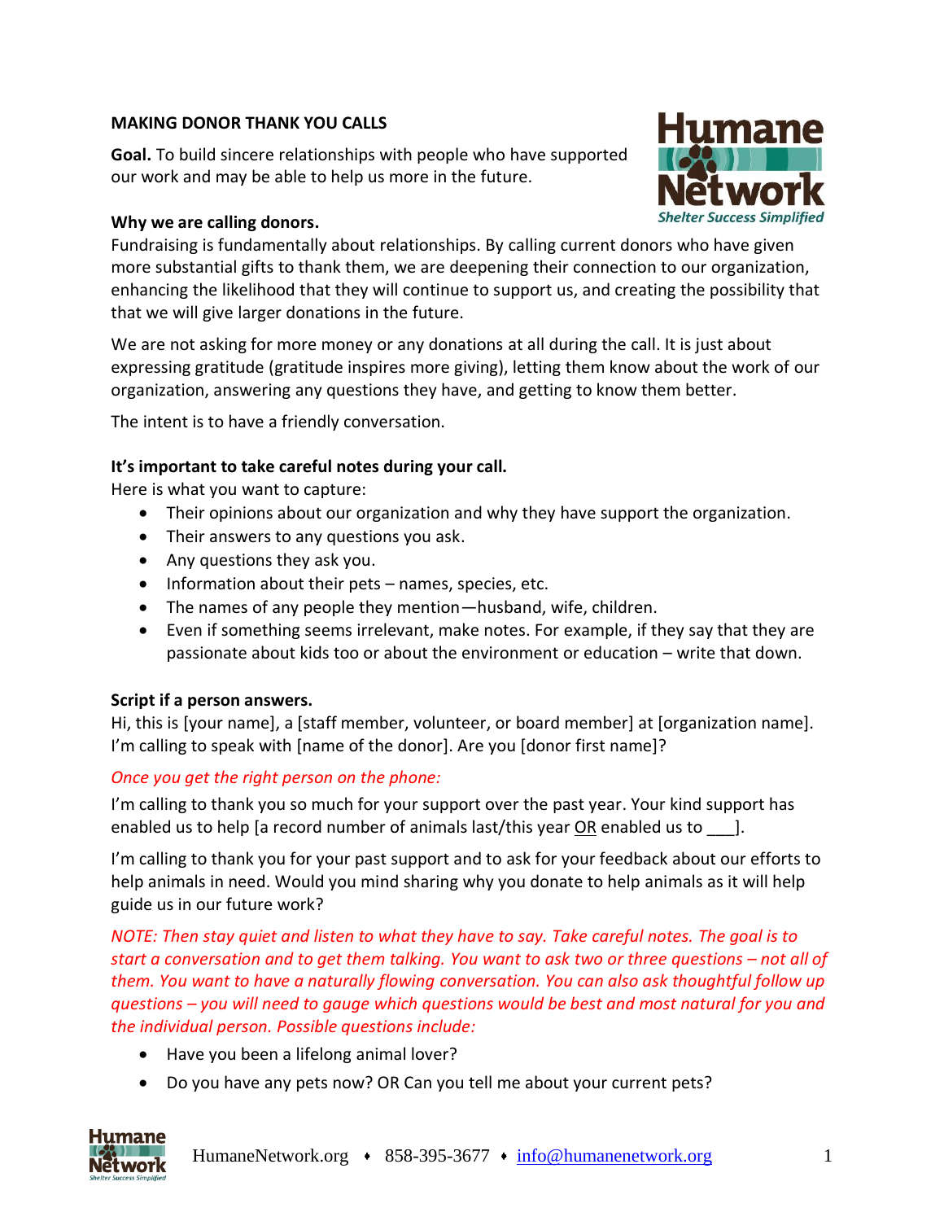**MAKING DONOR THANK YOU CALLS**

**Goal.** To build sincere relationships with people who have supported our work and may be able to help us more in the future.

**Why we are calling donors.**

Fundraising is fundamentally about relationships. By calling current donors who have given more substantial gifts to thank them, we are deepening their connection to our organization, enhancing the likelihood that they will continue to support us, and creating the possibility that that we will give larger donations in the future.

We are not asking for more money or any donations at all during the call. It is just about expressing gratitude (gratitude inspires more giving), letting them know about the work of our organization, answering any questions they have, and getting to know them better.

The intent is to have a friendly conversation.

**It's important to take careful notes during your call.**

Here is what you want to capture:

- Their opinions about our organization and why they have support the organization.
- Their answers to any questions you ask.
- Any questions they ask you.
- Information about their pets – names, species, etc.
- The names of any people they mention—husband, wife, children.
- Even if something seems irrelevant, make notes. For example, if they say that they are passionate about kids too or about the environment or education – write that down.

**Script if a person answers.**

Hi, this is [your name], a [staff member, volunteer, or board member] at [organization name]. I'm calling to speak with [name of the donor]. Are you [donor first name]?

*Once you get the right person on the phone:*

I'm calling to thank you so much for your support over the past year. Your kind support has enabled us to help [a record number of animals last/this year OR enabled us to ___].

I'm calling to thank you for your past support and to ask for your feedback about our efforts to help animals in need. Would you mind sharing why you donate to help animals as it will help guide us in our future work?

*NOTE: Then stay quiet and listen to what they have to say. Take careful notes. The goal is to start a conversation and to get them talking. You want to ask two or three questions – not all of them. You want to have a naturally flowing conversation. You can also ask thoughtful follow up questions – you will need to gauge which questions would be best and most natural for you and the individual person. Possible questions include:*

- Have you been a lifelong animal lover?
- Do you have any pets now? OR Can you tell me about your current pets?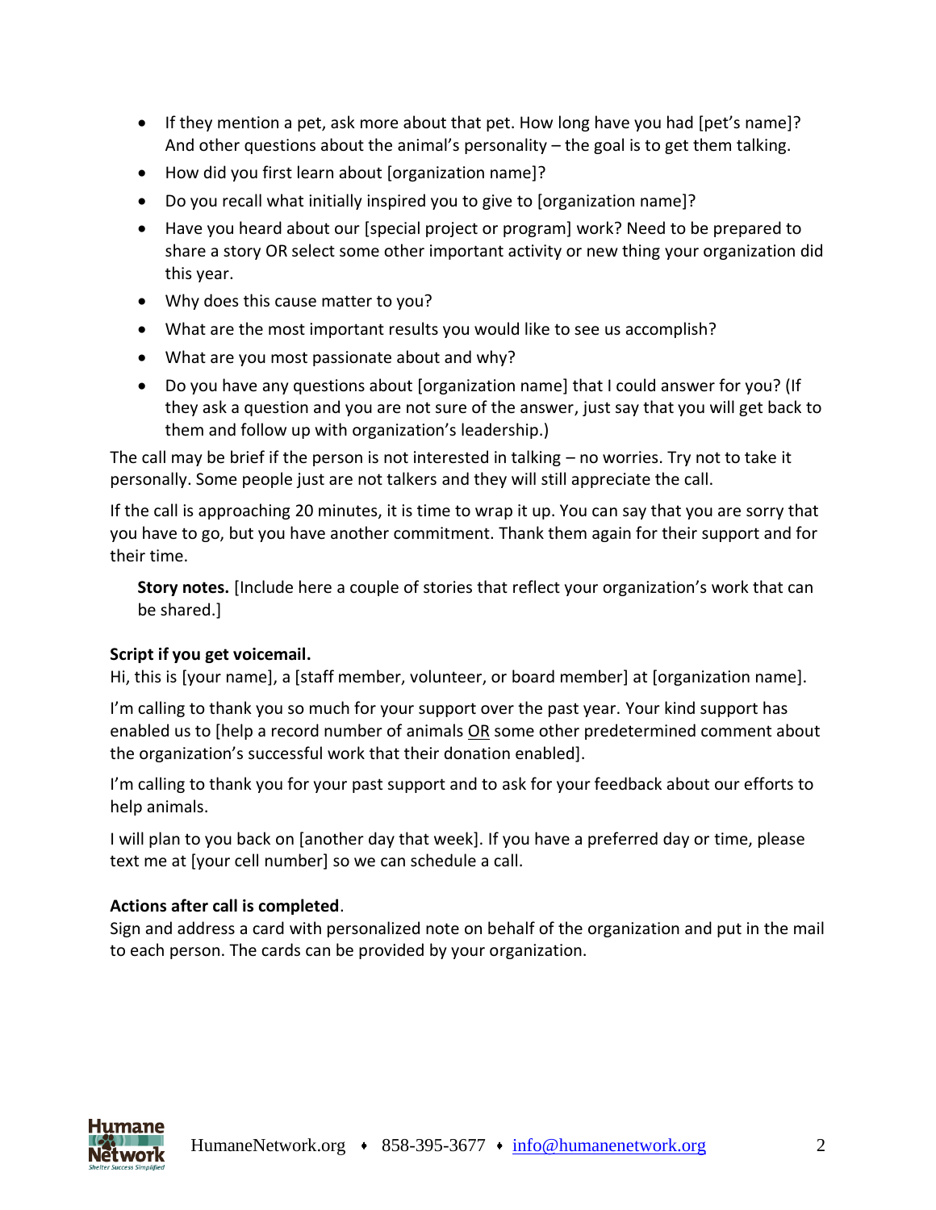- If they mention a pet, ask more about that pet. How long have you had [pet's name]? And other questions about the animal's personality – the goal is to get them talking.
- How did you first learn about [organization name]?
- Do you recall what initially inspired you to give to [organization name]?
- Have you heard about our [special project or program] work? Need to be prepared to share a story OR select some other important activity or new thing your organization did this year.
- Why does this cause matter to you?
- What are the most important results you would like to see us accomplish?
- What are you most passionate about and why?
- Do you have any questions about [organization name] that I could answer for you? (If they ask a question and you are not sure of the answer, just say that you will get back to them and follow up with organization's leadership.)

The call may be brief if the person is not interested in talking – no worries. Try not to take it personally. Some people just are not talkers and they will still appreciate the call.

If the call is approaching 20 minutes, it is time to wrap it up. You can say that you are sorry that you have to go, but you have another commitment. Thank them again for their support and for their time.

> **Story notes.** [Include here a couple of stories that reflect your organization's work that can be shared.]

**Script if you get voicemail.**
Hi, this is [your name], a [staff member, volunteer, or board member] at [organization name].

I'm calling to thank you so much for your support over the past year. Your kind support has enabled us to [help a record number of animals OR some other predetermined comment about the organization's successful work that their donation enabled].

I'm calling to thank you for your past support and to ask for your feedback about our efforts to help animals.

I will plan to you back on [another day that week]. If you have a preferred day or time, please text me at [your cell number] so we can schedule a call.

**Actions after call is completed**.
Sign and address a card with personalized note on behalf of the organization and put in the mail to each person. The cards can be provided by your organization.